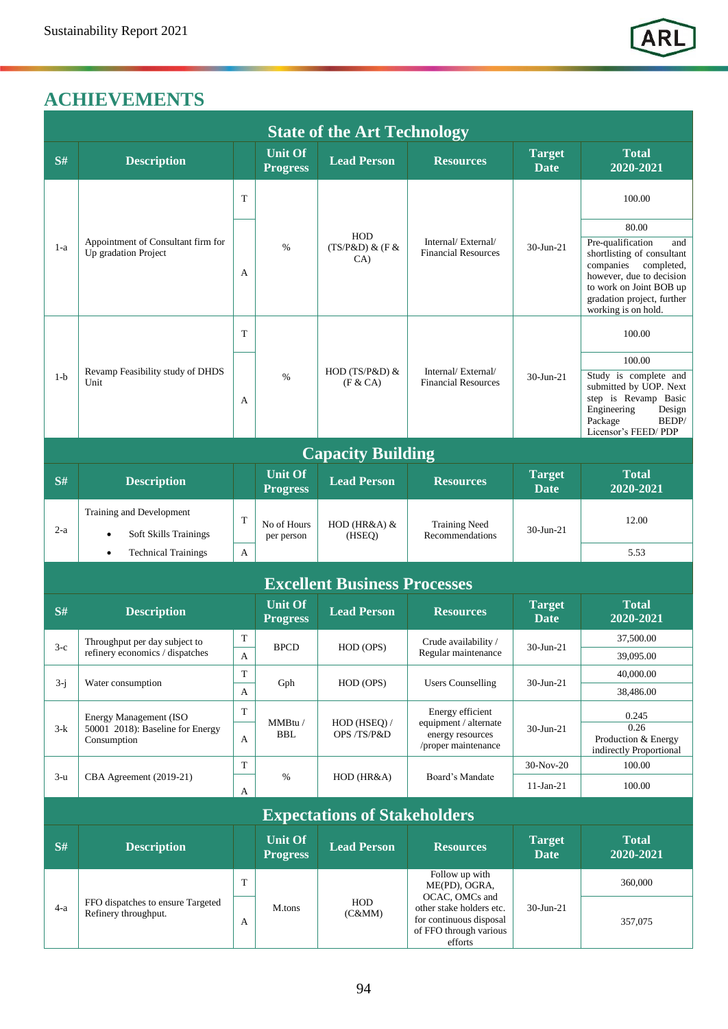# ACHIEVEMENTS

| S# | Description | | Unit Of Progress | Lead Person | Resources | Target Date | Total 2020-2021 |
|---|---|---|---|---|---|---|---|
| **State of the Art Technology** | | | | | | | |
| 1-a | Appointment of Consultant firm for Up gradation Project | T | % | HOD (TS/P&D) & (F & CA) | Internal/ External/ Financial Resources | 30-Jun-21 | 100.00 |
| | | A | | | | | 80.00 Pre-qualification and shortlisting of consultant companies completed, however, due to decision to work on Joint BOB up gradation project, further working is on hold. |
| 1-b | Revamp Feasibility study of DHDS Unit | T | % | HOD (TS/P&D) & (F & CA) | Internal/ External/ Financial Resources | 30-Jun-21 | 100.00 |
| | | A | | | | | 100.00 Study is complete and submitted by UOP. Next step is Revamp Basic Engineering Design Package BEDP/ Licensor's FEED/ PDP |
| **Capacity Building** | | | | | | | |
| 2-a | Training and Development<br>• Soft Skills Trainings<br>• Technical Trainings | T | No of Hours per person | HOD (HR&A) & (HSEQ) | Training Need Recommendations | 30-Jun-21 | 12.00 |
| | | A | | | | | 5.53 |
| **Excellent Business Processes** | | | | | | | |
| 3-c | Throughput per day subject to refinery economics / dispatches | T | BPCD | HOD (OPS) | Crude availability / Regular maintenance | 30-Jun-21 | 37,500.00 |
| | | A | | | | | 39,095.00 |
| 3-j | Water consumption | T | Gph | HOD (OPS) | Users Counselling | 30-Jun-21 | 40,000.00 |
| | | A | | | | | 38,486.00 |
| 3-k | Energy Management (ISO 50001 2018): Baseline for Energy Consumption | T | MMBtu / BBL | HOD (HSEQ) / OPS /TS/P&D | Energy efficient equipment / alternate energy resources /proper maintenance | 30-Jun-21 | 0.245 |
| | | A | | | | | 0.26 Production & Energy indirectly Proportional |
| 3-u | CBA Agreement (2019-21) | T | % | HOD (HR&A) | Board's Mandate | 30-Nov-20 | 100.00 |
| | | A | | | | 11-Jan-21 | 100.00 |
| **Expectations of Stakeholders** | | | | | | | |
| 4-a | FFO dispatches to ensure Targeted Refinery throughput. | T | M.tons | HOD (C&MM) | Follow up with ME(PD), OGRA, OCAC, OMCs and other stake holders etc. for continuous disposal of FFO through various efforts | 30-Jun-21 | 360,000 |
| | | A | | | | | 357,075 |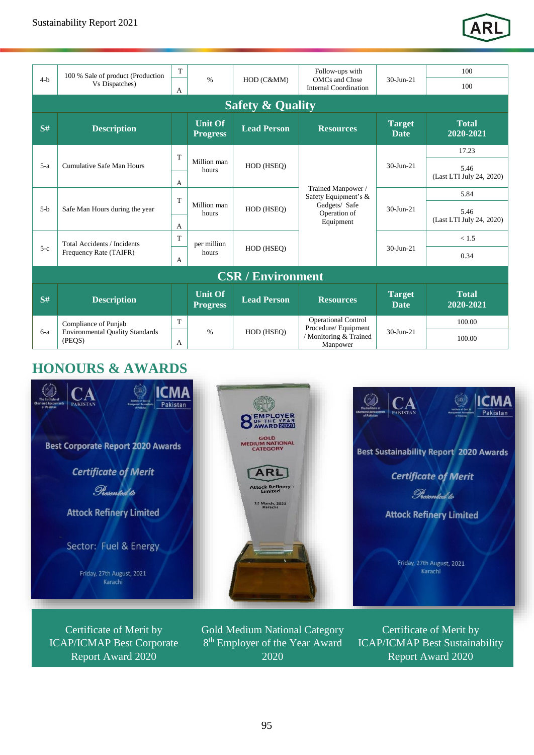| S# | Description | | Unit Of Progress | Lead Person | Resources | Target Date | Total 2020-2021 |
|---|---|---|---|---|---|---|---|
| 4-b | 100 % Sale of product (Production Vs Dispatches) | T | % | HOD (C&MM) | Follow-ups with OMCs and Close Internal Coordination | 30-Jun-21 | 100 |
| | | A | | | | | 100 |

## Safety & Quality

| S# | Description | | Unit Of Progress | Lead Person | Resources | Target Date | Total 2020-2021 |
|---|---|---|---|---|---|---|---|
| 5-a | Cumulative Safe Man Hours | T | Million man hours | HOD (HSEQ) | Trained Manpower / Safety Equipment's & Gadgets/ Safe Operation of Equipment | 30-Jun-21 | 17.23 |
| | | A | | | | | 5.46 (Last LTI July 24, 2020) |
| 5-b | Safe Man Hours during the year | T | Million man hours | HOD (HSEQ) | | 30-Jun-21 | 5.84 |
| | | A | | | | | 5.46 (Last LTI July 24, 2020) |
| 5-c | Total Accidents / Incidents Frequency Rate (TAIFR) | T | per million hours | HOD (HSEQ) | | 30-Jun-21 | < 1.5 |
| | | A | | | | | 0.34 |

## CSR / Environment

| S# | Description | | Unit Of Progress | Lead Person | Resources | Target Date | Total 2020-2021 |
|---|---|---|---|---|---|---|---|
| 6-a | Compliance of Punjab Environmental Quality Standards (PEQS) | T | % | HOD (HSEQ) | Operational Control Procedure/ Equipment / Monitoring & Trained Manpower | 30-Jun-21 | 100.00 |
| | | A | | | | | 100.00 |

## HONOURS & AWARDS

Certificate of Merit by ICAP/ICMAP Best Corporate Report Award 2020

Gold Medium National Category 8th Employer of the Year Award 2020

Certificate of Merit by ICAP/ICMAP Best Sustainability Report Award 2020